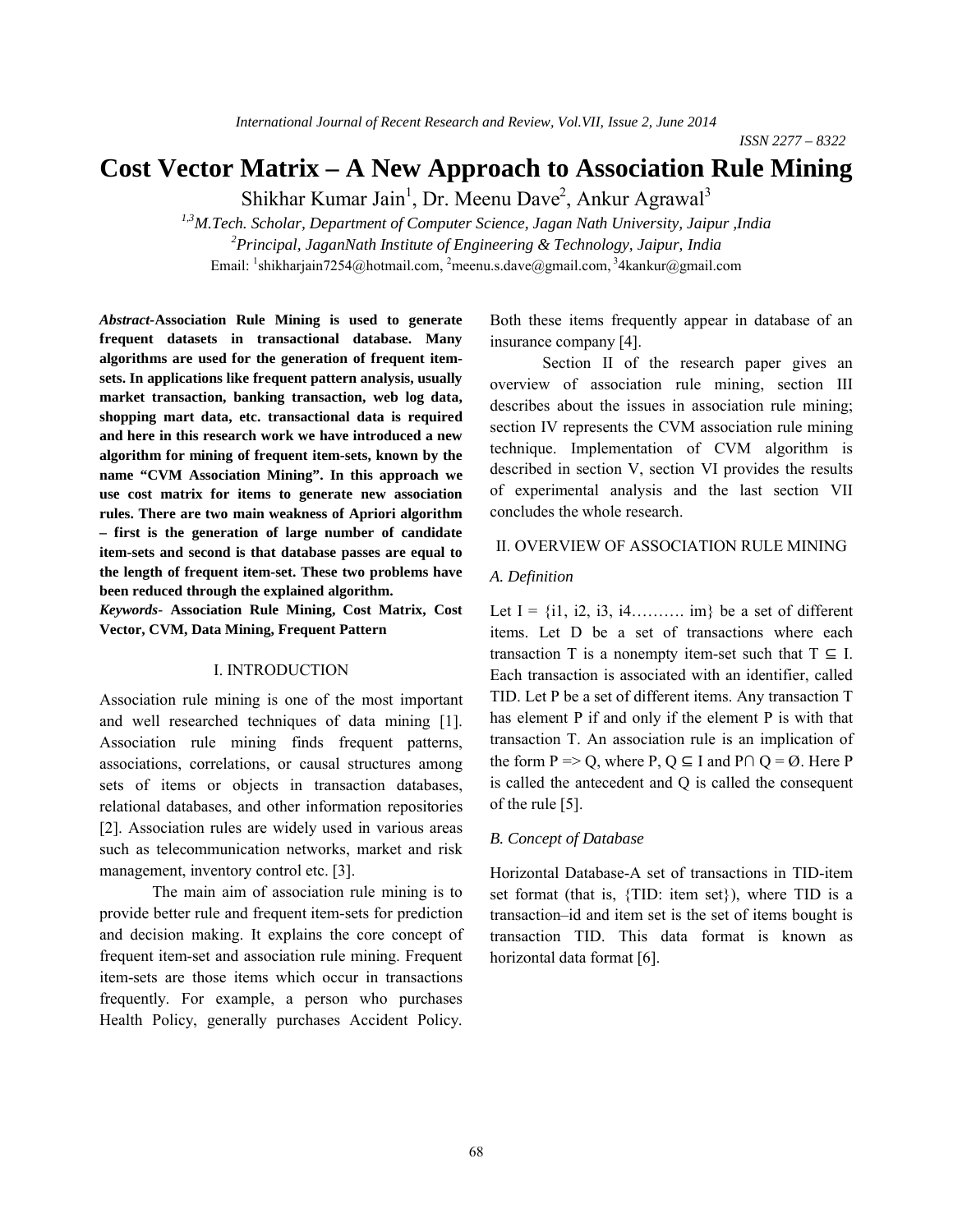# Cost Vector Matrix – A New Approach to Association Rule Mining

Shikhar Kumar Jain[1], Dr. Meenu Dave[2], Ankur Agrawal[3]

[1,3]*M.Tech. Scholar, Department of Computer Science, Jagan Nath University, Jaipur ,India*

[2]*Principal, JaganNath Institute of Engineering & Technology, Jaipur, India*

Email: [1]shikharjain7254@hotmail.com, [2]meenu.s.dave@gmail.com, [3]4kankur@gmail.com

***Abstract*-Association Rule Mining is used to generate frequent datasets in transactional database. Many algorithms are used for the generation of frequent item-sets. In applications like frequent pattern analysis, usually market transaction, banking transaction, web log data, shopping mart data, etc. transactional data is required and here in this research work we have introduced a new algorithm for mining of frequent item-sets, known by the name "CVM Association Mining". In this approach we use cost matrix for items to generate new association rules. There are two main weakness of Apriori algorithm – first is the generation of large number of candidate item-sets and second is that database passes are equal to the length of frequent item-set. These two problems have been reduced through the explained algorithm.**

***Keywords*- Association Rule Mining, Cost Matrix, Cost Vector, CVM, Data Mining, Frequent Pattern**

## I. INTRODUCTION

Association rule mining is one of the most important and well researched techniques of data mining [1]. Association rule mining finds frequent patterns, associations, correlations, or causal structures among sets of items or objects in transaction databases, relational databases, and other information repositories [2]. Association rules are widely used in various areas such as telecommunication networks, market and risk management, inventory control etc. [3].

The main aim of association rule mining is to provide better rule and frequent item-sets for prediction and decision making. It explains the core concept of frequent item-set and association rule mining. Frequent item-sets are those items which occur in transactions frequently. For example, a person who purchases Health Policy, generally purchases Accident Policy. Both these items frequently appear in database of an insurance company [4].

Section II of the research paper gives an overview of association rule mining, section III describes about the issues in association rule mining; section IV represents the CVM association rule mining technique. Implementation of CVM algorithm is described in section V, section VI provides the results of experimental analysis and the last section VII concludes the whole research.

## II. OVERVIEW OF ASSOCIATION RULE MINING

### *A. Definition*

Let I = {i1, i2, i3, i4………. im} be a set of different items. Let D be a set of transactions where each transaction T is a nonempty item-set such that $T \subseteq I$. Each transaction is associated with an identifier, called TID. Let P be a set of different items. Any transaction T has element P if and only if the element P is with that transaction T. An association rule is an implication of the form $P \Rightarrow Q$, where $P, Q \subseteq I$ and $P \cap Q = \emptyset$. Here P is called the antecedent and Q is called the consequent of the rule [5].

### *B. Concept of Database*

Horizontal Database-A set of transactions in TID-item set format (that is, {TID: item set}), where TID is a transaction–id and item set is the set of items bought is transaction TID. This data format is known as horizontal data format [6].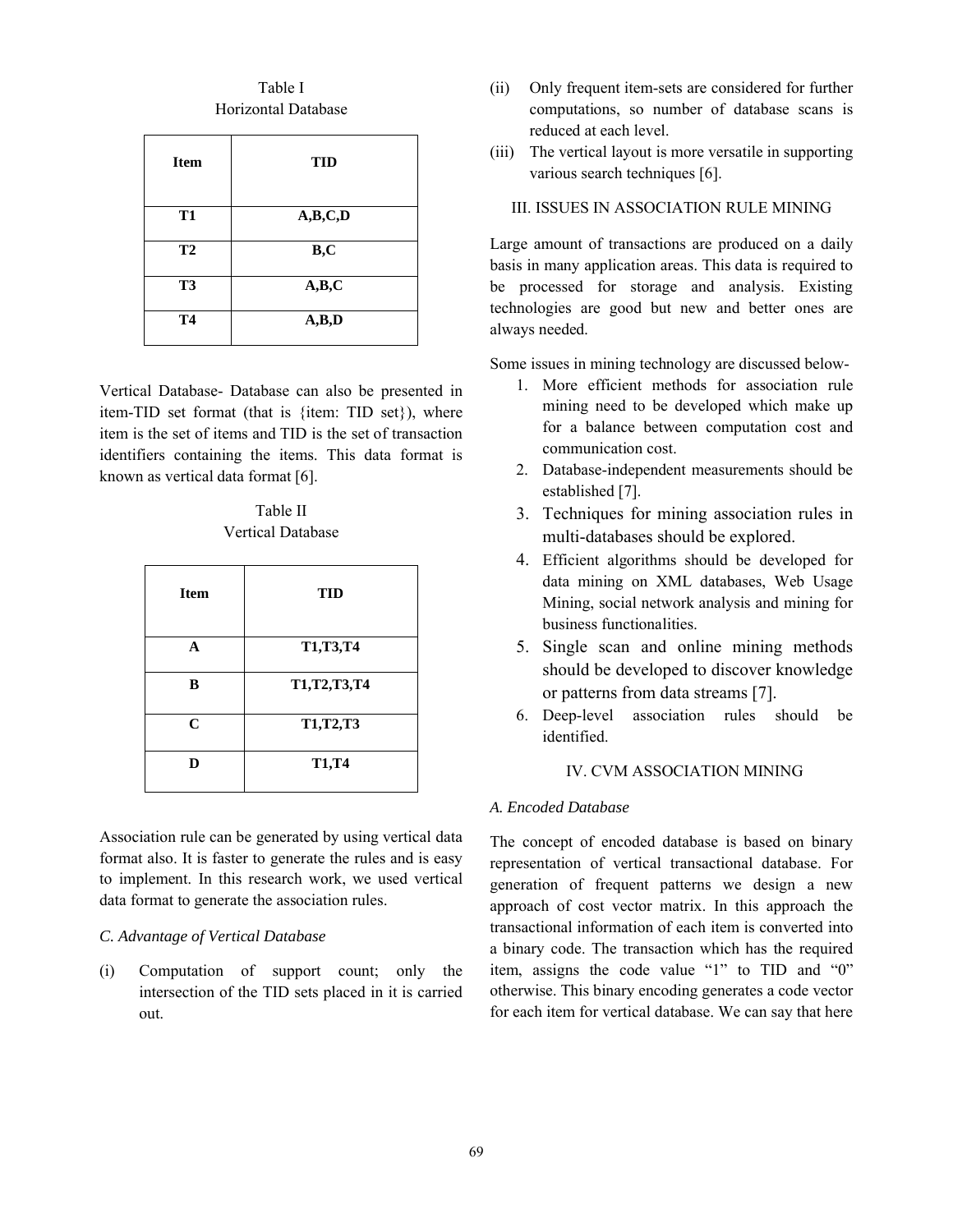Table I
Horizontal Database

| Item | TID |
|---|---|
| **T1** | **A,B,C,D** |
| **T2** | **B,C** |
| **T3** | **A,B,C** |
| **T4** | **A,B,D** |

Vertical Database- Database can also be presented in item-TID set format (that is {item: TID set}), where item is the set of items and TID is the set of transaction identifiers containing the items. This data format is known as vertical data format [6].

Table II
Vertical Database

| Item | TID |
|---|---|
| **A** | **T1,T3,T4** |
| **B** | **T1,T2,T3,T4** |
| **C** | **T1,T2,T3** |
| **D** | **T1,T4** |

Association rule can be generated by using vertical data format also. It is faster to generate the rules and is easy to implement. In this research work, we used vertical data format to generate the association rules.

### *C. Advantage of Vertical Database*

(i) Computation of support count; only the intersection of the TID sets placed in it is carried out.

(ii) Only frequent item-sets are considered for further computations, so number of database scans is reduced at each level.

(iii) The vertical layout is more versatile in supporting various search techniques [6].

## III. ISSUES IN ASSOCIATION RULE MINING

Large amount of transactions are produced on a daily basis in many application areas. This data is required to be processed for storage and analysis. Existing technologies are good but new and better ones are always needed.

Some issues in mining technology are discussed below-

1. More efficient methods for association rule mining need to be developed which make up for a balance between computation cost and communication cost.
2. Database-independent measurements should be established [7].
3. Techniques for mining association rules in multi-databases should be explored.
4. Efficient algorithms should be developed for data mining on XML databases, Web Usage Mining, social network analysis and mining for business functionalities.
5. Single scan and online mining methods should be developed to discover knowledge or patterns from data streams [7].
6. Deep-level association rules should be identified.

## IV. CVM ASSOCIATION MINING

### *A. Encoded Database*

The concept of encoded database is based on binary representation of vertical transactional database. For generation of frequent patterns we design a new approach of cost vector matrix. In this approach the transactional information of each item is converted into a binary code. The transaction which has the required item, assigns the code value “1” to TID and “0” otherwise. This binary encoding generates a code vector for each item for vertical database. We can say that here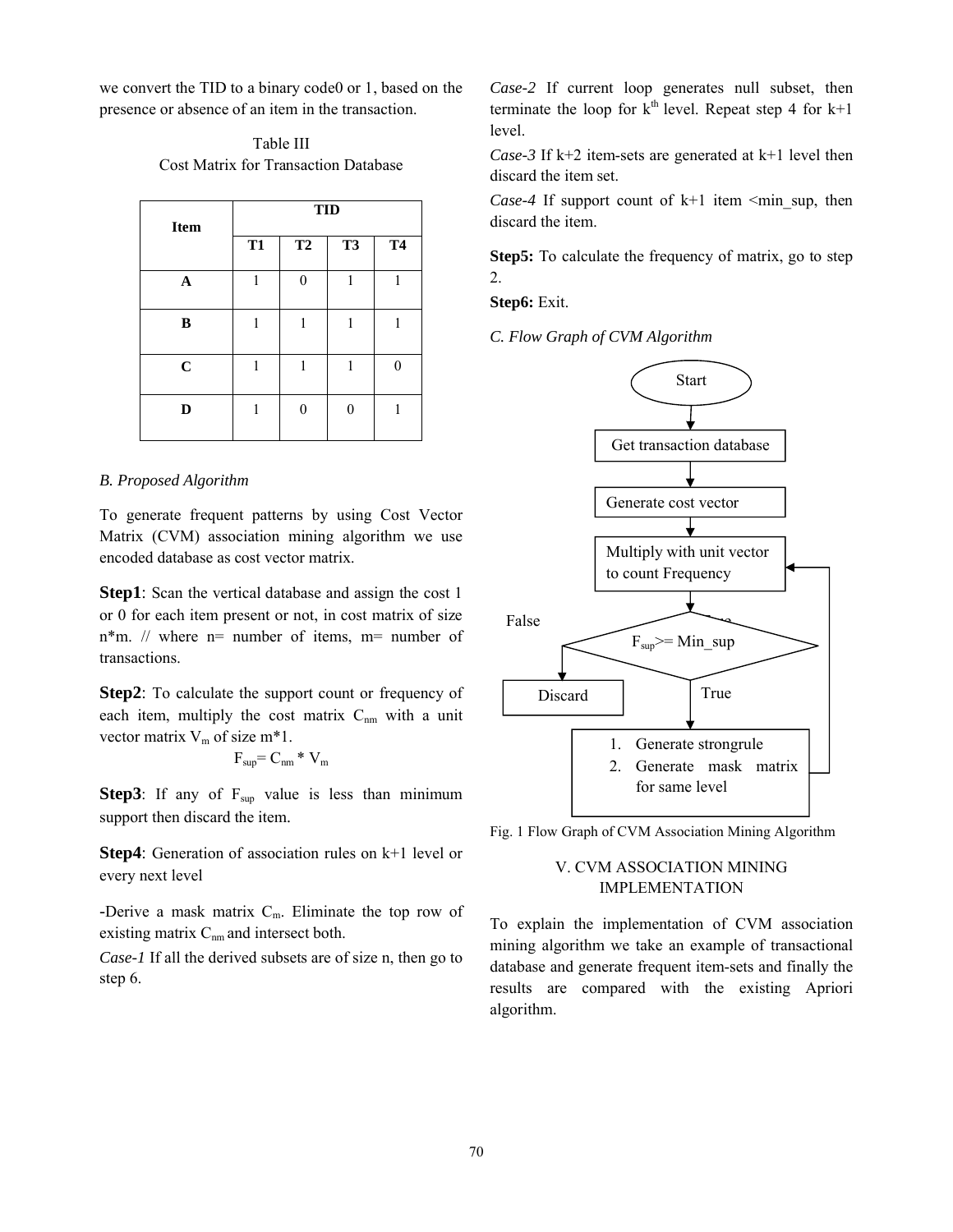we convert the TID to a binary code0 or 1, based on the presence or absence of an item in the transaction.

Table III
Cost Matrix for Transaction Database

| Item | TID | | | |
|---|---|---|---|---|
| | T1 | T2 | T3 | T4 |
| A | 1 | 0 | 1 | 1 |
| B | 1 | 1 | 1 | 1 |
| C | 1 | 1 | 1 | 0 |
| D | 1 | 0 | 0 | 1 |

### B. Proposed Algorithm

To generate frequent patterns by using Cost Vector Matrix (CVM) association mining algorithm we use encoded database as cost vector matrix.

**Step1**: Scan the vertical database and assign the cost 1 or 0 for each item present or not, in cost matrix of size n*m. // where n= number of items, m= number of transactions.

**Step2**: To calculate the support count or frequency of each item, multiply the cost matrix $C_{nm}$ with a unit vector matrix $V_m$ of size m*1.

$$F_{sup} = C_{nm} * V_m$$

**Step3**: If any of $F_{sup}$ value is less than minimum support then discard the item.

**Step4**: Generation of association rules on k+1 level or every next level

-Derive a mask matrix $C_m$. Eliminate the top row of existing matrix $C_{nm}$ and intersect both.

*Case-1* If all the derived subsets are of size n, then go to step 6.

*Case-2* If current loop generates null subset, then terminate the loop for $k^{th}$ level. Repeat step 4 for k+1 level.

*Case-3* If k+2 item-sets are generated at k+1 level then discard the item set.

*Case-4* If support count of k+1 item <min_sup, then discard the item.

**Step5:** To calculate the frequency of matrix, go to step 2.

**Step6:** Exit.

### C. Flow Graph of CVM Algorithm

Start → Get transaction database → Generate cost vector → Multiply with unit vector to count Frequency → $F_{sup}$>= Min_sup (False → Discard; True → 1. Generate strongrule 2. Generate mask matrix for same level → back to Multiply with unit vector)

Fig. 1 Flow Graph of CVM Association Mining Algorithm

## V. CVM ASSOCIATION MINING IMPLEMENTATION

To explain the implementation of CVM association mining algorithm we take an example of transactional database and generate frequent item-sets and finally the results are compared with the existing Apriori algorithm.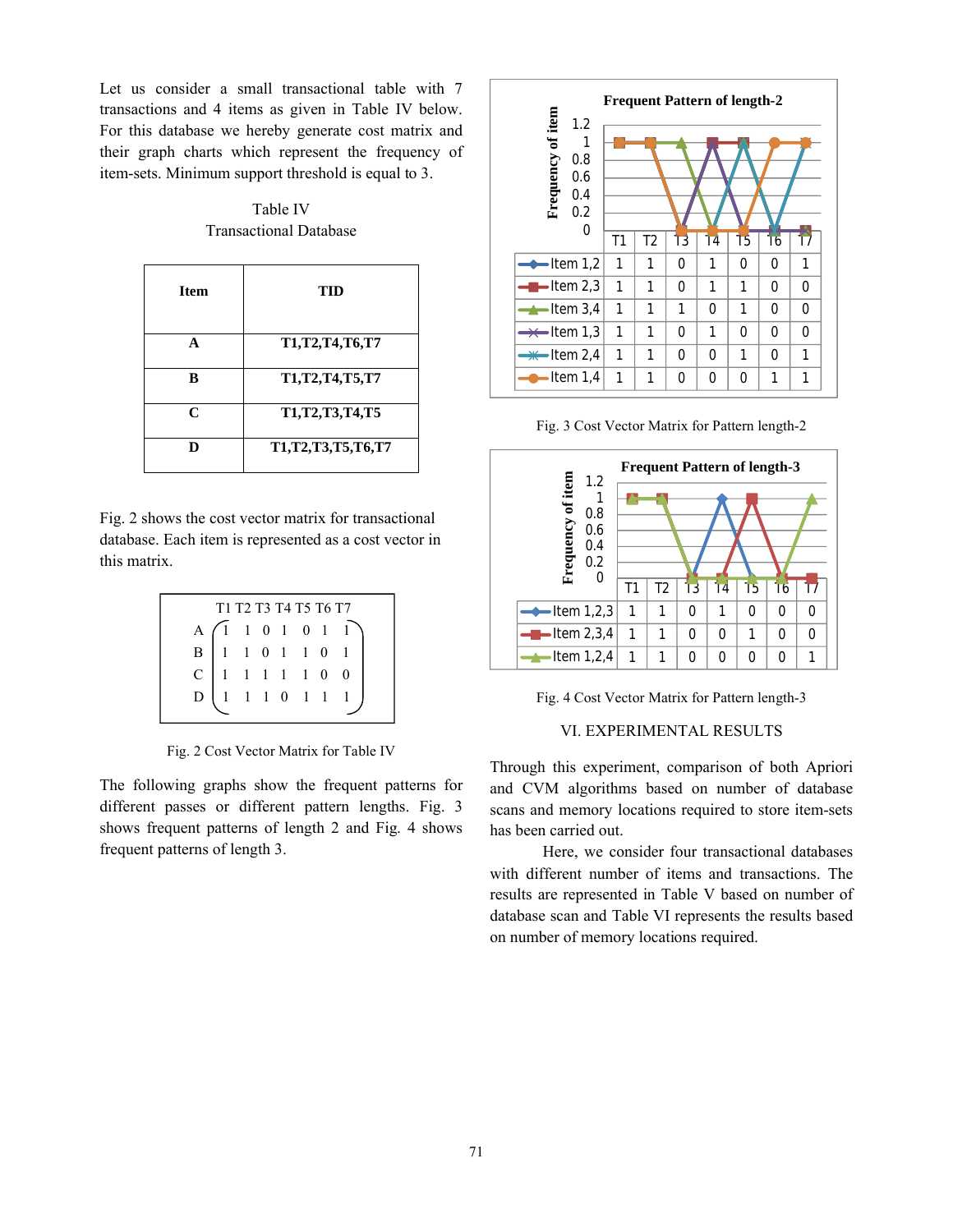Let us consider a small transactional table with 7 transactions and 4 items as given in Table IV below. For this database we hereby generate cost matrix and their graph charts which represent the frequency of item-sets. Minimum support threshold is equal to 3.

Table IV
Transactional Database

| Item | TID |
|---|---|
| A | T1,T2,T4,T6,T7 |
| B | T1,T2,T4,T5,T7 |
| C | T1,T2,T3,T4,T5 |
| D | T1,T2,T3,T5,T6,T7 |

Fig. 2 shows the cost vector matrix for transactional database. Each item is represented as a cost vector in this matrix.

| | T1 | T2 | T3 | T4 | T5 | T6 | T7 |
|---|---|---|---|---|---|---|---|
| A | 1 | 1 | 0 | 1 | 0 | 1 | 1 |
| B | 1 | 1 | 0 | 1 | 1 | 0 | 1 |
| C | 1 | 1 | 1 | 1 | 1 | 0 | 0 |
| D | 1 | 1 | 1 | 0 | 1 | 1 | 1 |

Fig. 2 Cost Vector Matrix for Table IV

The following graphs show the frequent patterns for different passes or different pattern lengths. Fig. 3 shows frequent patterns of length 2 and Fig. 4 shows frequent patterns of length 3.

Frequent Pattern of length-2

| | T1 | T2 | T3 | T4 | T5 | T6 | T7 |
|---|---|---|---|---|---|---|---|
| Item 1,2 | 1 | 1 | 0 | 1 | 0 | 0 | 1 |
| Item 2,3 | 1 | 1 | 0 | 1 | 1 | 0 | 0 |
| Item 3,4 | 1 | 1 | 1 | 0 | 1 | 0 | 0 |
| Item 1,3 | 1 | 1 | 0 | 1 | 0 | 0 | 0 |
| Item 2,4 | 1 | 1 | 0 | 0 | 1 | 0 | 1 |
| Item 1,4 | 1 | 1 | 0 | 0 | 0 | 1 | 1 |

Fig. 3 Cost Vector Matrix for Pattern length-2

Frequent Pattern of length-3

| | T1 | T2 | T3 | T4 | T5 | T6 | T7 |
|---|---|---|---|---|---|---|---|
| Item 1,2,3 | 1 | 1 | 0 | 1 | 0 | 0 | 0 |
| Item 2,3,4 | 1 | 1 | 0 | 0 | 1 | 0 | 0 |
| Item 1,2,4 | 1 | 1 | 0 | 0 | 0 | 0 | 1 |

Fig. 4 Cost Vector Matrix for Pattern length-3

## VI. EXPERIMENTAL RESULTS

Through this experiment, comparison of both Apriori and CVM algorithms based on number of database scans and memory locations required to store item-sets has been carried out.

Here, we consider four transactional databases with different number of items and transactions. The results are represented in Table V based on number of database scan and Table VI represents the results based on number of memory locations required.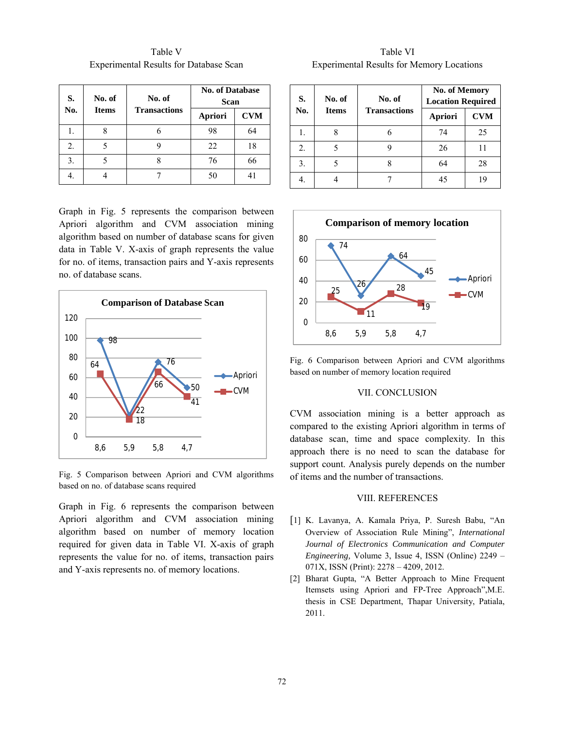Table V
Experimental Results for Database Scan

| S. No. | No. of Items | No. of Transactions | No. of Database Scan | |
|---|---|---|---|---|
| | | | Apriori | CVM |
| 1. | 8 | 6 | 98 | 64 |
| 2. | 5 | 9 | 22 | 18 |
| 3. | 5 | 8 | 76 | 66 |
| 4. | 4 | 7 | 50 | 41 |

Graph in Fig. 5 represents the comparison between Apriori algorithm and CVM association mining algorithm based on number of database scans for given data in Table V. X-axis of graph represents the value for no. of items, transaction pairs and Y-axis represents no. of database scans.

Fig. 5 Comparison between Apriori and CVM algorithms based on no. of database scans required

Graph in Fig. 6 represents the comparison between Apriori algorithm and CVM association mining algorithm based on number of memory location required for given data in Table VI. X-axis of graph represents the value for no. of items, transaction pairs and Y-axis represents no. of memory locations.

Table VI
Experimental Results for Memory Locations

| S. No. | No. of Items | No. of Transactions | No. of Memory Location Required | |
|---|---|---|---|---|
| | | | Apriori | CVM |
| 1. | 8 | 6 | 74 | 25 |
| 2. | 5 | 9 | 26 | 11 |
| 3. | 5 | 8 | 64 | 28 |
| 4. | 4 | 7 | 45 | 19 |

Fig. 6 Comparison between Apriori and CVM algorithms based on number of memory location required

## VII. CONCLUSION

CVM association mining is a better approach as compared to the existing Apriori algorithm in terms of database scan, time and space complexity. In this approach there is no need to scan the database for support count. Analysis purely depends on the number of items and the number of transactions.

## VIII. REFERENCES

[1] K. Lavanya, A. Kamala Priya, P. Suresh Babu, "An Overview of Association Rule Mining", *International Journal of Electronics Communication and Computer Engineering*, Volume 3, Issue 4, ISSN (Online) 2249 – 071X, ISSN (Print): 2278 – 4209, 2012.

[2] Bharat Gupta, "A Better Approach to Mine Frequent Itemsets using Apriori and FP-Tree Approach",M.E. thesis in CSE Department, Thapar University, Patiala, 2011.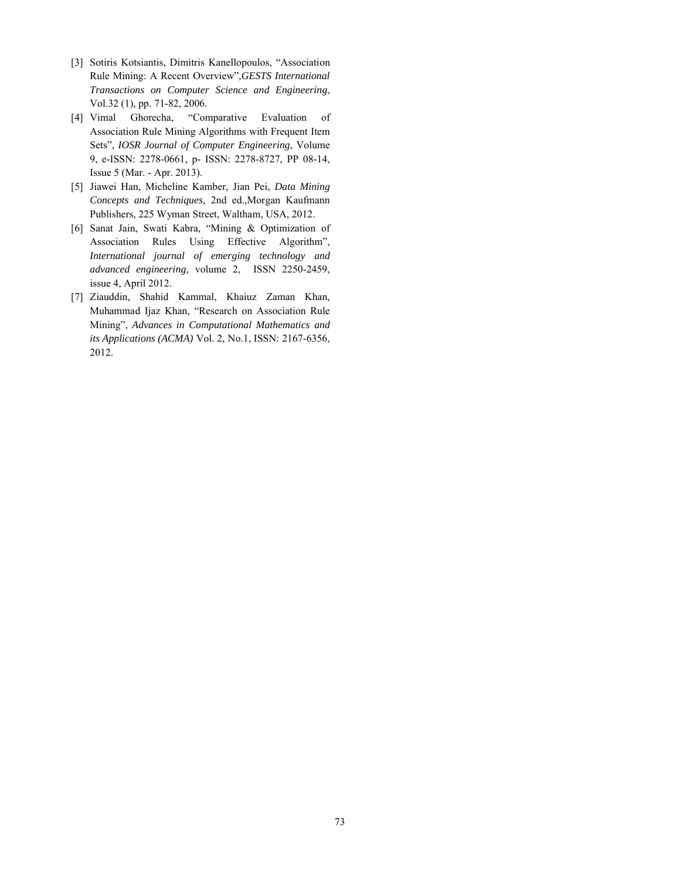[3] Sotiris Kotsiantis, Dimitris Kanellopoulos, "Association Rule Mining: A Recent Overview",*GESTS International Transactions on Computer Science and Engineering*, Vol.32 (1), pp. 71-82, 2006.

[4] Vimal Ghorecha, "Comparative Evaluation of Association Rule Mining Algorithms with Frequent Item Sets", *IOSR Journal of Computer Engineering*, Volume 9, e-ISSN: 2278-0661, p- ISSN: 2278-8727, PP 08-14, Issue 5 (Mar. - Apr. 2013).

[5] Jiawei Han, Micheline Kamber, Jian Pei, *Data Mining Concepts and Techniques*, 2nd ed.,Morgan Kaufmann Publishers, 225 Wyman Street, Waltham, USA, 2012.

[6] Sanat Jain, Swati Kabra, "Mining & Optimization of Association Rules Using Effective Algorithm", *International journal of emerging technology and advanced engineering,* volume 2, ISSN 2250-2459, issue 4, April 2012.

[7] Ziauddin, Shahid Kammal, Khaiuz Zaman Khan, Muhammad Ijaz Khan, "Research on Association Rule Mining", *Advances in Computational Mathematics and its Applications (ACMA)* Vol. 2, No.1, ISSN: 2167-6356, 2012.